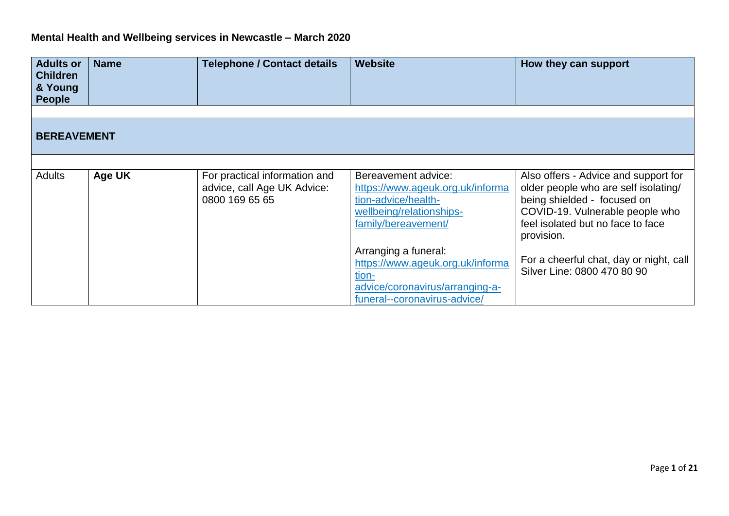# Mental Health and Wellbeing services in Newcastle – March 2020

| Adults or Children & Young People | Name | Telephone / Contact details | Website | How they can support |
|---|---|---|---|---|
| | | | | |
| **BEREAVEMENT** | | | | |
| | | | | |
| Adults | **Age UK** | For practical information and advice, call Age UK Advice: 0800 169 65 65 | Bereavement advice: https://www.ageuk.org.uk/information-advice/health-wellbeing/relationships-family/bereavement/<br><br>Arranging a funeral: https://www.ageuk.org.uk/information-advice/coronavirus/arranging-a-funeral--coronavirus-advice/ | Also offers - Advice and support for older people who are self isolating/ being shielded - focused on COVID-19. Vulnerable people who feel isolated but no face to face provision.<br><br>For a cheerful chat, day or night, call Silver Line: 0800 470 80 90 |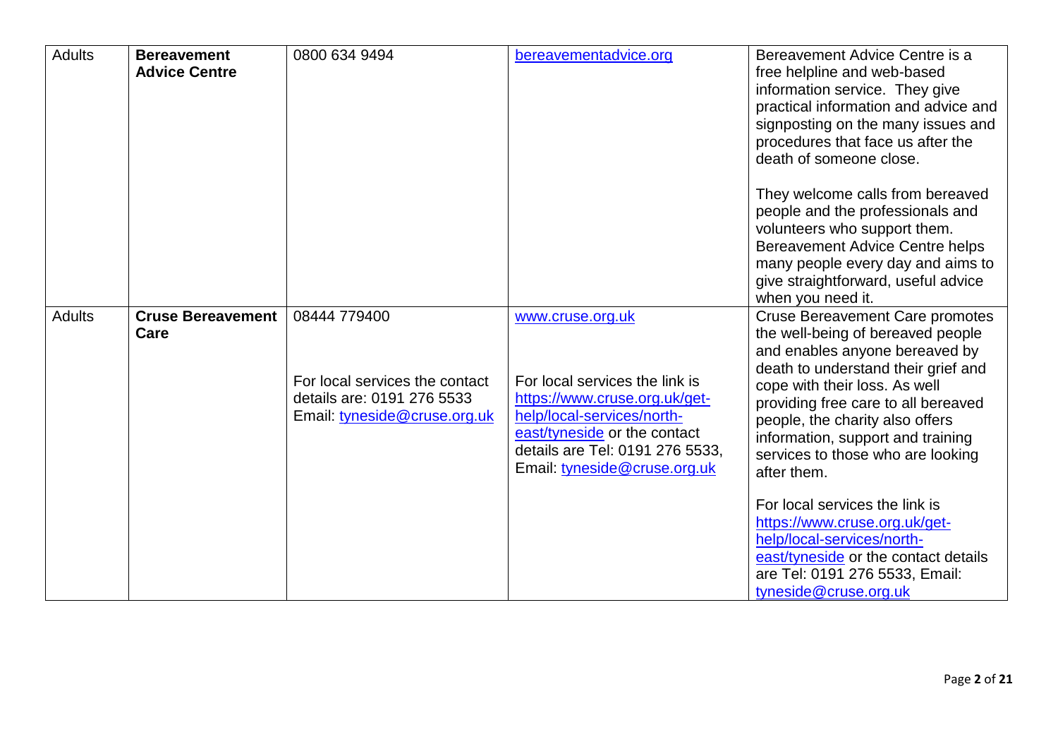| Adults | **Bereavement Advice Centre** | 0800 634 9494 | bereavementadvice.org | Bereavement Advice Centre is a free helpline and web-based information service. They give practical information and advice and signposting on the many issues and procedures that face us after the death of someone close.<br><br>They welcome calls from bereaved people and the professionals and volunteers who support them. Bereavement Advice Centre helps many people every day and aims to give straightforward, useful advice when you need it. |
|---|---|---|---|---|
| Adults | **Cruse Bereavement Care** | 08444 779400<br><br>For local services the contact details are: 0191 276 5533 Email: tyneside@cruse.org.uk | www.cruse.org.uk<br><br>For local services the link is https://www.cruse.org.uk/get-help/local-services/north-east/tyneside or the contact details are Tel: 0191 276 5533, Email: tyneside@cruse.org.uk | Cruse Bereavement Care promotes the well-being of bereaved people and enables anyone bereaved by death to understand their grief and cope with their loss. As well providing free care to all bereaved people, the charity also offers information, support and training services to those who are looking after them.<br><br>For local services the link is https://www.cruse.org.uk/get-help/local-services/north-east/tyneside or the contact details are Tel: 0191 276 5533, Email: tyneside@cruse.org.uk |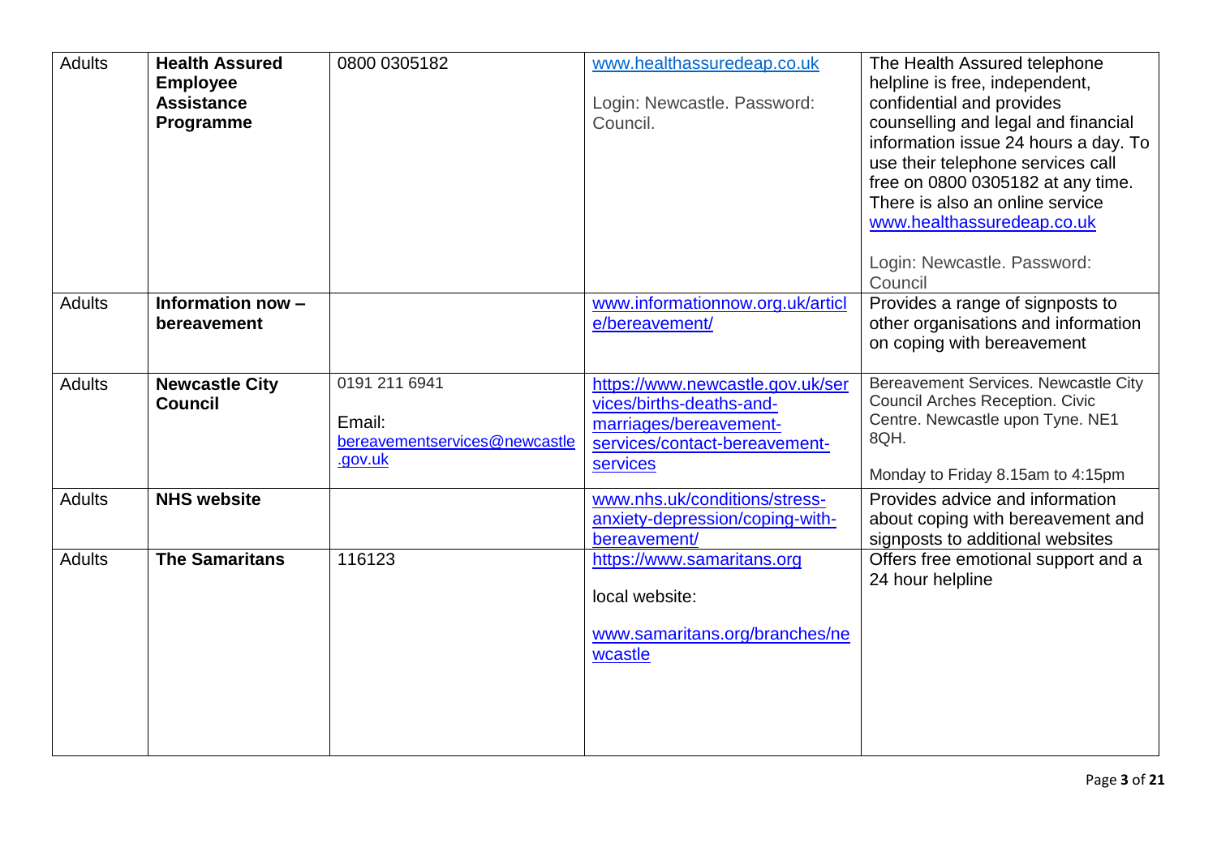| Adults | **Health Assured Employee Assistance Programme** | 0800 0305182 | www.healthassuredeap.co.uk<br><br>Login: Newcastle. Password: Council. | The Health Assured telephone helpline is free, independent, confidential and provides counselling and legal and financial information issue 24 hours a day. To use their telephone services call free on 0800 0305182 at any time. There is also an online service www.healthassuredeap.co.uk<br><br>Login: Newcastle. Password: Council |
|---|---|---|---|---|
| Adults | **Information now – bereavement** | | www.informationnow.org.uk/article/bereavement/ | Provides a range of signposts to other organisations and information on coping with bereavement |
| Adults | **Newcastle City Council** | 0191 211 6941<br><br>Email: bereavementservices@newcastle.gov.uk | https://www.newcastle.gov.uk/services/births-deaths-and-marriages/bereavement-services/contact-bereavement-services | Bereavement Services. Newcastle City Council Arches Reception. Civic Centre. Newcastle upon Tyne. NE1 8QH.<br><br>Monday to Friday 8.15am to 4:15pm |
| Adults | **NHS website** | | www.nhs.uk/conditions/stress-anxiety-depression/coping-with-bereavement/ | Provides advice and information about coping with bereavement and signposts to additional websites |
| Adults | **The Samaritans** | 116123 | https://www.samaritans.org<br><br>local website:<br><br>www.samaritans.org/branches/newcastle | Offers free emotional support and a 24 hour helpline |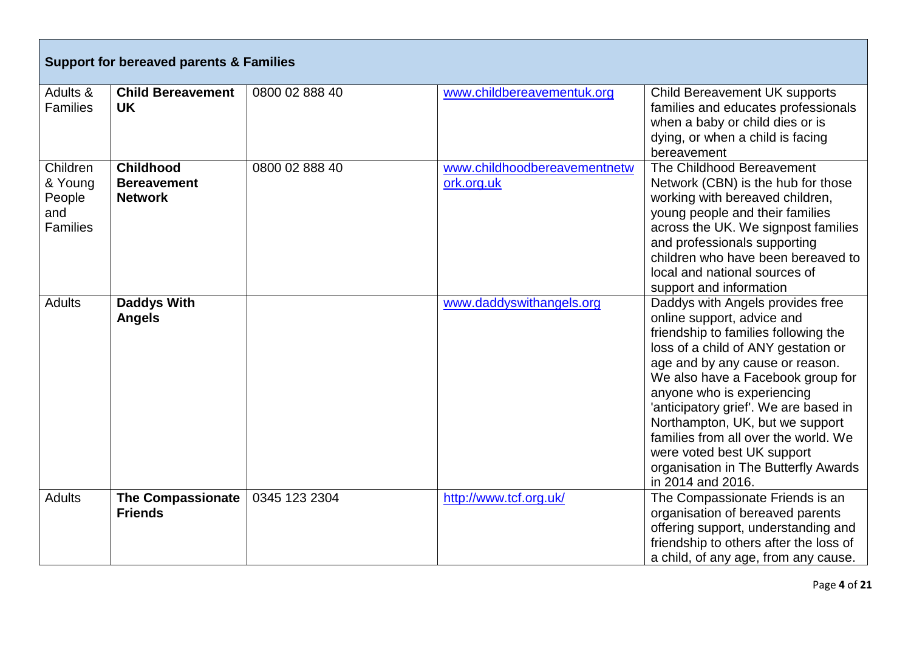| Support for bereaved parents & Families | | | | |
|---|---|---|---|---|
| Adults & Families | **Child Bereavement UK** | 0800 02 888 40 | www.childbereavementuk.org | Child Bereavement UK supports families and educates professionals when a baby or child dies or is dying, or when a child is facing bereavement |
| Children & Young People and Families | **Childhood Bereavement Network** | 0800 02 888 40 | www.childhoodbereavementnetwork.org.uk | The Childhood Bereavement Network (CBN) is the hub for those working with bereaved children, young people and their families across the UK. We signpost families and professionals supporting children who have been bereaved to local and national sources of support and information |
| Adults | **Daddys With Angels** | | www.daddyswithangels.org | Daddys with Angels provides free online support, advice and friendship to families following the loss of a child of ANY gestation or age and by any cause or reason. We also have a Facebook group for anyone who is experiencing 'anticipatory grief'. We are based in Northampton, UK, but we support families from all over the world. We were voted best UK support organisation in The Butterfly Awards in 2014 and 2016. |
| Adults | **The Compassionate Friends** | 0345 123 2304 | http://www.tcf.org.uk/ | The Compassionate Friends is an organisation of bereaved parents offering support, understanding and friendship to others after the loss of a child, of any age, from any cause. |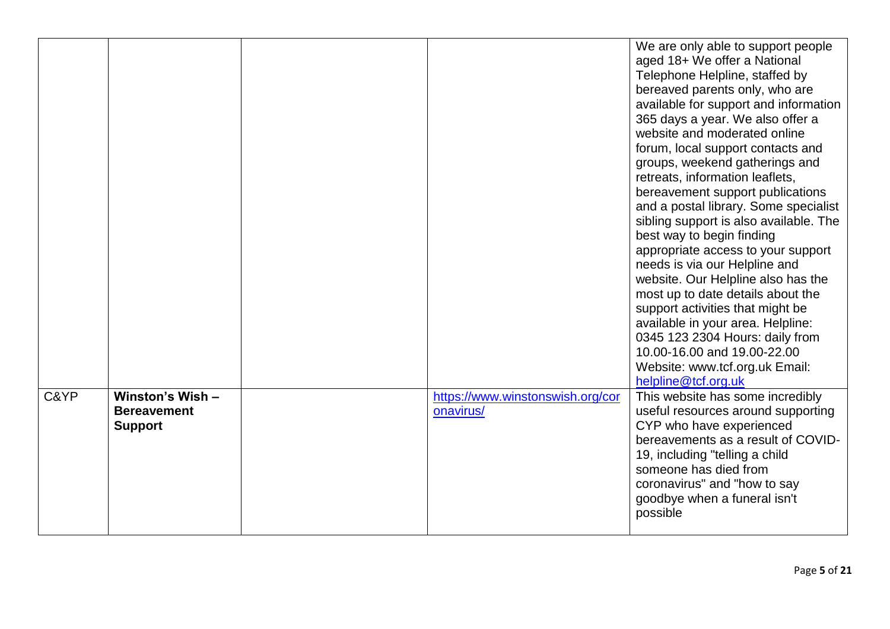| | | | | |
|---|---|---|---|---|
| | | | | We are only able to support people aged 18+ We offer a National Telephone Helpline, staffed by bereaved parents only, who are available for support and information 365 days a year. We also offer a website and moderated online forum, local support contacts and groups, weekend gatherings and retreats, information leaflets, bereavement support publications and a postal library. Some specialist sibling support is also available. The best way to begin finding appropriate access to your support needs is via our Helpline and website. Our Helpline also has the most up to date details about the support activities that might be available in your area. Helpline: 0345 123 2304 Hours: daily from 10.00-16.00 and 19.00-22.00 Website: www.tcf.org.uk Email: helpline@tcf.org.uk |
| C&YP | **Winston's Wish – Bereavement Support** | | https://www.winstonswish.org/coronavirus/ | This website has some incredibly useful resources around supporting CYP who have experienced bereavements as a result of COVID-19, including "telling a child someone has died from coronavirus" and "how to say goodbye when a funeral isn't possible |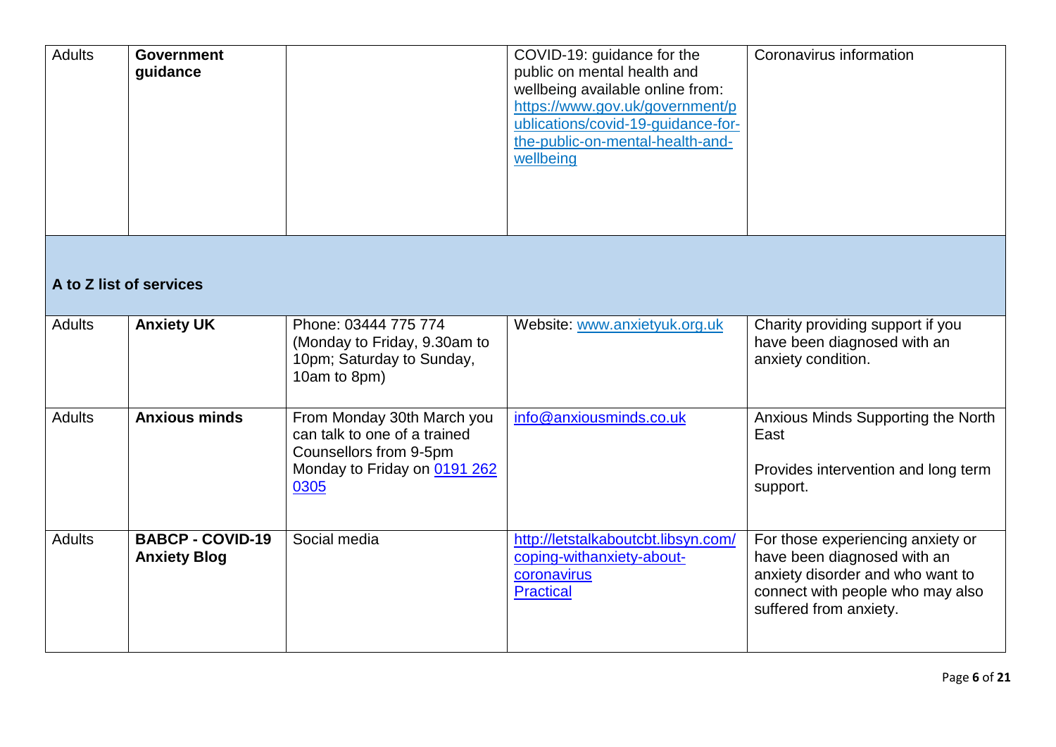| Adults | **Government guidance** | | COVID-19: guidance for the public on mental health and wellbeing available online from: https://www.gov.uk/government/publications/covid-19-guidance-for-the-public-on-mental-health-and-wellbeing | Coronavirus information |
|---|---|---|---|---|
| **A to Z list of services** | | | | |
| Adults | **Anxiety UK** | Phone: 03444 775 774 (Monday to Friday, 9.30am to 10pm; Saturday to Sunday, 10am to 8pm) | Website: www.anxietyuk.org.uk | Charity providing support if you have been diagnosed with an anxiety condition. |
| Adults | **Anxious minds** | From Monday 30th March you can talk to one of a trained Counsellors from 9-5pm Monday to Friday on 0191 262 0305 | info@anxiousminds.co.uk | Anxious Minds Supporting the North East<br><br>Provides intervention and long term support. |
| Adults | **BABCP - COVID-19 Anxiety Blog** | Social media | http://letstalkaboutcbt.libsyn.com/coping-withanxiety-about-coronavirus<br>Practical | For those experiencing anxiety or have been diagnosed with an anxiety disorder and who want to connect with people who may also suffered from anxiety. |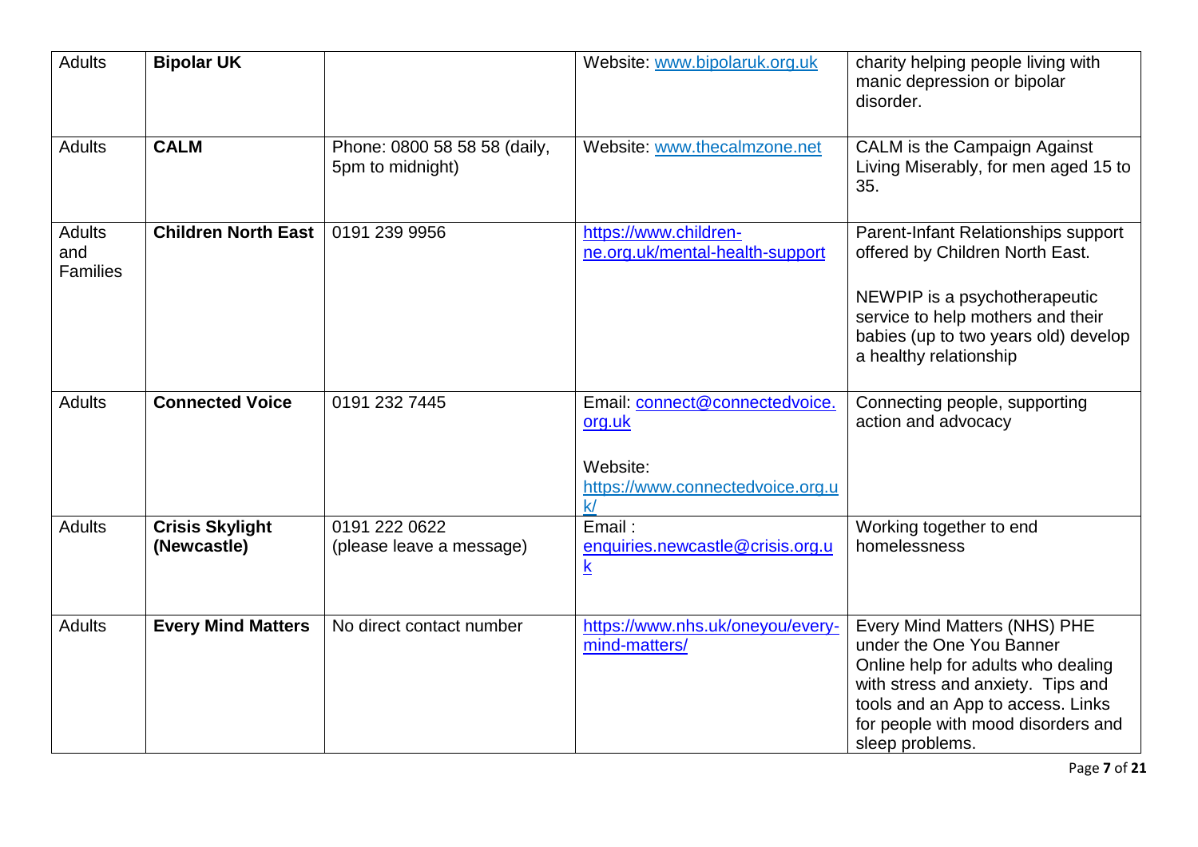| Adults | **Bipolar UK** | | Website: www.bipolaruk.org.uk | charity helping people living with manic depression or bipolar disorder. |
|---|---|---|---|---|
| Adults | **CALM** | Phone: 0800 58 58 58 (daily, 5pm to midnight) | Website: www.thecalmzone.net | CALM is the Campaign Against Living Miserably, for men aged 15 to 35. |
| Adults and Families | **Children North East** | 0191 239 9956 | https://www.children-ne.org.uk/mental-health-support | Parent-Infant Relationships support offered by Children North East.<br><br>NEWPIP is a psychotherapeutic service to help mothers and their babies (up to two years old) develop a healthy relationship |
| Adults | **Connected Voice** | 0191 232 7445 | Email: connect@connectedvoice.org.uk<br><br>Website: https://www.connectedvoice.org.uk/ | Connecting people, supporting action and advocacy |
| Adults | **Crisis Skylight (Newcastle)** | 0191 222 0622 (please leave a message) | Email : enquiries.newcastle@crisis.org.uk | Working together to end homelessness |
| Adults | **Every Mind Matters** | No direct contact number | https://www.nhs.uk/oneyou/every-mind-matters/ | Every Mind Matters (NHS) PHE under the One You Banner Online help for adults who dealing with stress and anxiety. Tips and tools and an App to access. Links for people with mood disorders and sleep problems. |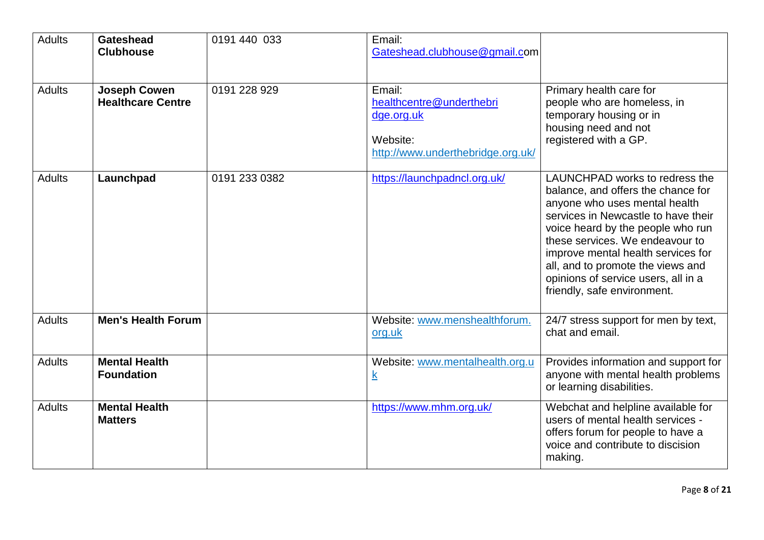| Adults | **Gateshead Clubhouse** | 0191 440 033 | Email: Gateshead.clubhouse@gmail.com | |
|---|---|---|---|---|
| Adults | **Joseph Cowen Healthcare Centre** | 0191 228 929 | Email: healthcentre@underthebridge.org.uk<br><br>Website: http://www.underthebridge.org.uk/ | Primary health care for people who are homeless, in temporary housing or in housing need and not registered with a GP. |
| Adults | **Launchpad** | 0191 233 0382 | https://launchpadncl.org.uk/ | LAUNCHPAD works to redress the balance, and offers the chance for anyone who uses mental health services in Newcastle to have their voice heard by the people who run these services. We endeavour to improve mental health services for all, and to promote the views and opinions of service users, all in a friendly, safe environment. |
| Adults | **Men's Health Forum** | | Website: www.menshealthforum.org.uk | 24/7 stress support for men by text, chat and email. |
| Adults | **Mental Health Foundation** | | Website: www.mentalhealth.org.uk | Provides information and support for anyone with mental health problems or learning disabilities. |
| Adults | **Mental Health Matters** | | https://www.mhm.org.uk/ | Webchat and helpline available for users of mental health services - offers forum for people to have a voice and contribute to discision making. |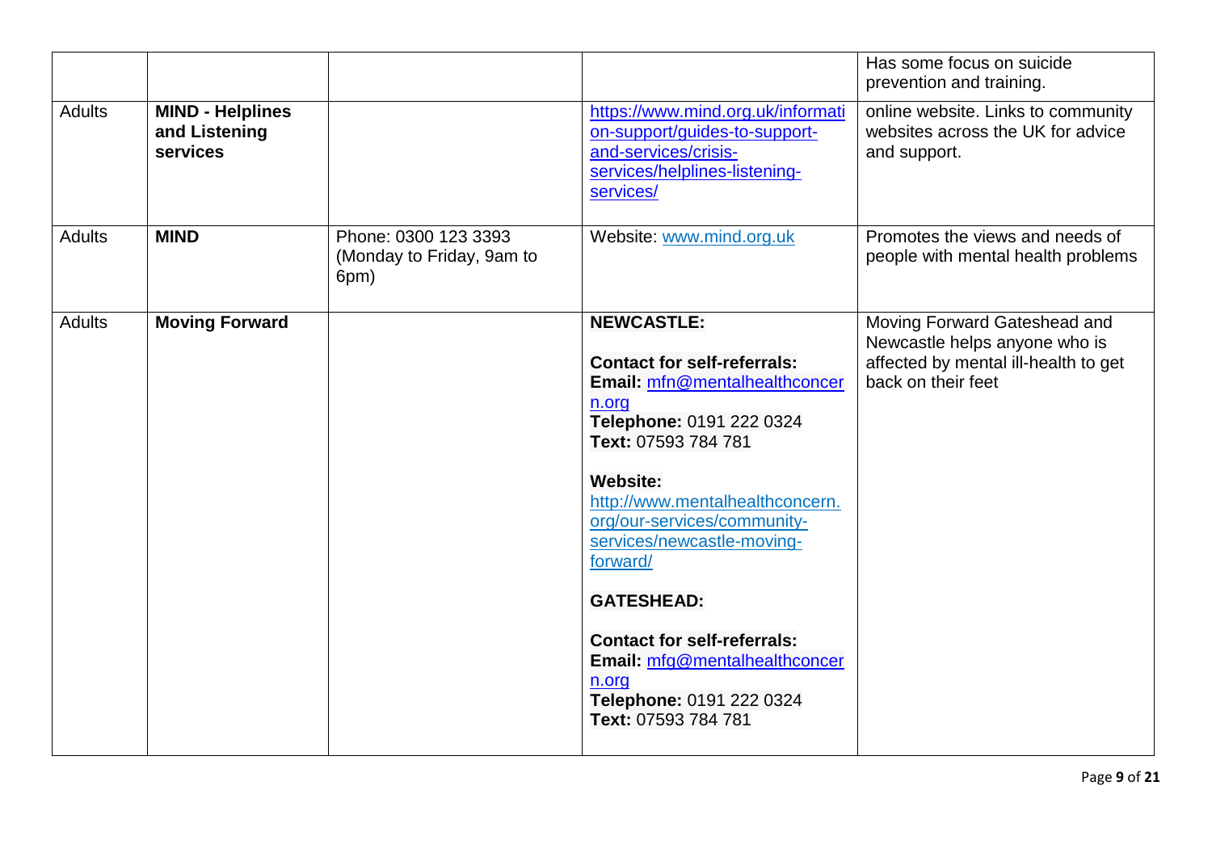| | | | | |
|---|---|---|---|---|
| | | | | Has some focus on suicide prevention and training. |
| Adults | **MIND - Helplines and Listening services** | | https://www.mind.org.uk/information-support/guides-to-support-and-services/crisis-services/helplines-listening-services/ | online website. Links to community websites across the UK for advice and support. |
| Adults | **MIND** | Phone: 0300 123 3393 (Monday to Friday, 9am to 6pm) | Website: www.mind.org.uk | Promotes the views and needs of people with mental health problems |
| Adults | **Moving Forward** | | **NEWCASTLE:**<br><br>**Contact for self-referrals:**<br>**Email:** mfn@mentalhealthconcern.org<br>**Telephone:** 0191 222 0324<br>**Text:** 07593 784 781<br><br>**Website:**<br>http://www.mentalhealthconcern.org/our-services/community-services/newcastle-moving-forward/<br><br>**GATESHEAD:**<br><br>**Contact for self-referrals:**<br>**Email:** mfg@mentalhealthconcern.org<br>**Telephone:** 0191 222 0324<br>**Text:** 07593 784 781 | Moving Forward Gateshead and Newcastle helps anyone who is affected by mental ill-health to get back on their feet |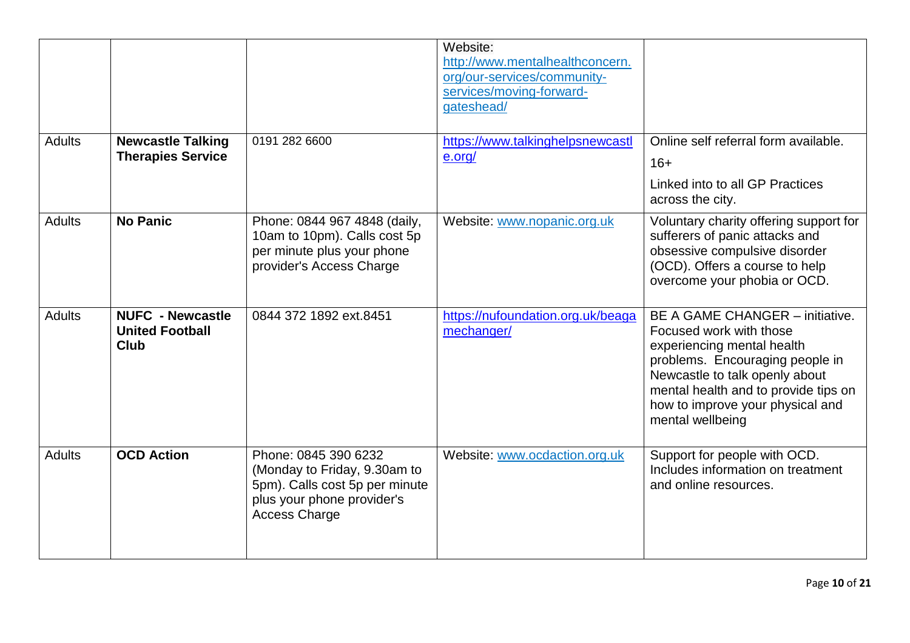| | | | | |
|---|---|---|---|---|
| | | | Website: http://www.mentalhealthconcern.org/our-services/community-services/moving-forward-gateshead/ | |
| Adults | **Newcastle Talking Therapies Service** | 0191 282 6600 | https://www.talkinghelpsnewcastle.org/ | Online self referral form available.<br>16+<br>Linked into to all GP Practices across the city. |
| Adults | **No Panic** | Phone: 0844 967 4848 (daily, 10am to 10pm). Calls cost 5p per minute plus your phone provider's Access Charge | Website: www.nopanic.org.uk | Voluntary charity offering support for sufferers of panic attacks and obsessive compulsive disorder (OCD). Offers a course to help overcome your phobia or OCD. |
| Adults | **NUFC - Newcastle United Football Club** | 0844 372 1892 ext.8451 | https://nufoundation.org.uk/beagamechanger/ | BE A GAME CHANGER – initiative. Focused work with those experiencing mental health problems. Encouraging people in Newcastle to talk openly about mental health and to provide tips on how to improve your physical and mental wellbeing |
| Adults | **OCD Action** | Phone: 0845 390 6232 (Monday to Friday, 9.30am to 5pm). Calls cost 5p per minute plus your phone provider's Access Charge | Website: www.ocdaction.org.uk | Support for people with OCD. Includes information on treatment and online resources. |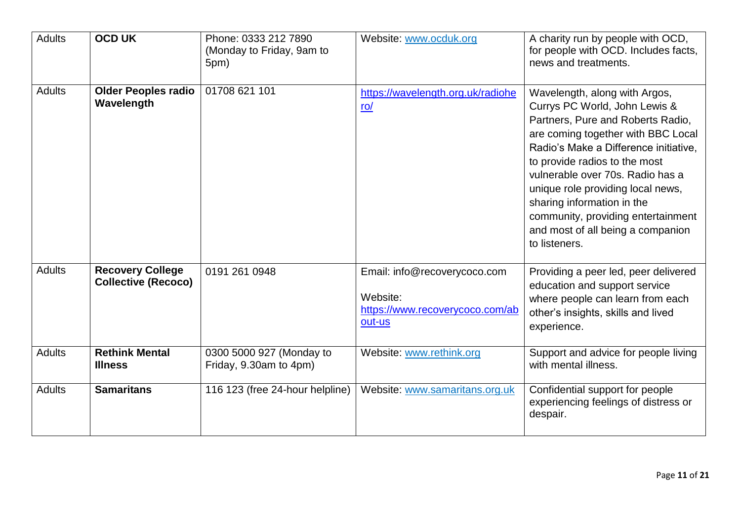| Adults | **OCD UK** | Phone: 0333 212 7890 (Monday to Friday, 9am to 5pm) | Website: www.ocduk.org | A charity run by people with OCD, for people with OCD. Includes facts, news and treatments. |
|---|---|---|---|---|
| Adults | **Older Peoples radio Wavelength** | 01708 621 101 | https://wavelength.org.uk/radiohero/ | Wavelength, along with Argos, Currys PC World, John Lewis & Partners, Pure and Roberts Radio, are coming together with BBC Local Radio's Make a Difference initiative, to provide radios to the most vulnerable over 70s. Radio has a unique role providing local news, sharing information in the community, providing entertainment and most of all being a companion to listeners. |
| Adults | **Recovery College Collective (Recoco)** | 0191 261 0948 | Email: info@recoverycoco.com<br><br>Website: https://www.recoverycoco.com/about-us | Providing a peer led, peer delivered education and support service where people can learn from each other's insights, skills and lived experience. |
| Adults | **Rethink Mental Illness** | 0300 5000 927 (Monday to Friday, 9.30am to 4pm) | Website: www.rethink.org | Support and advice for people living with mental illness. |
| Adults | **Samaritans** | 116 123 (free 24-hour helpline) | Website: www.samaritans.org.uk | Confidential support for people experiencing feelings of distress or despair. |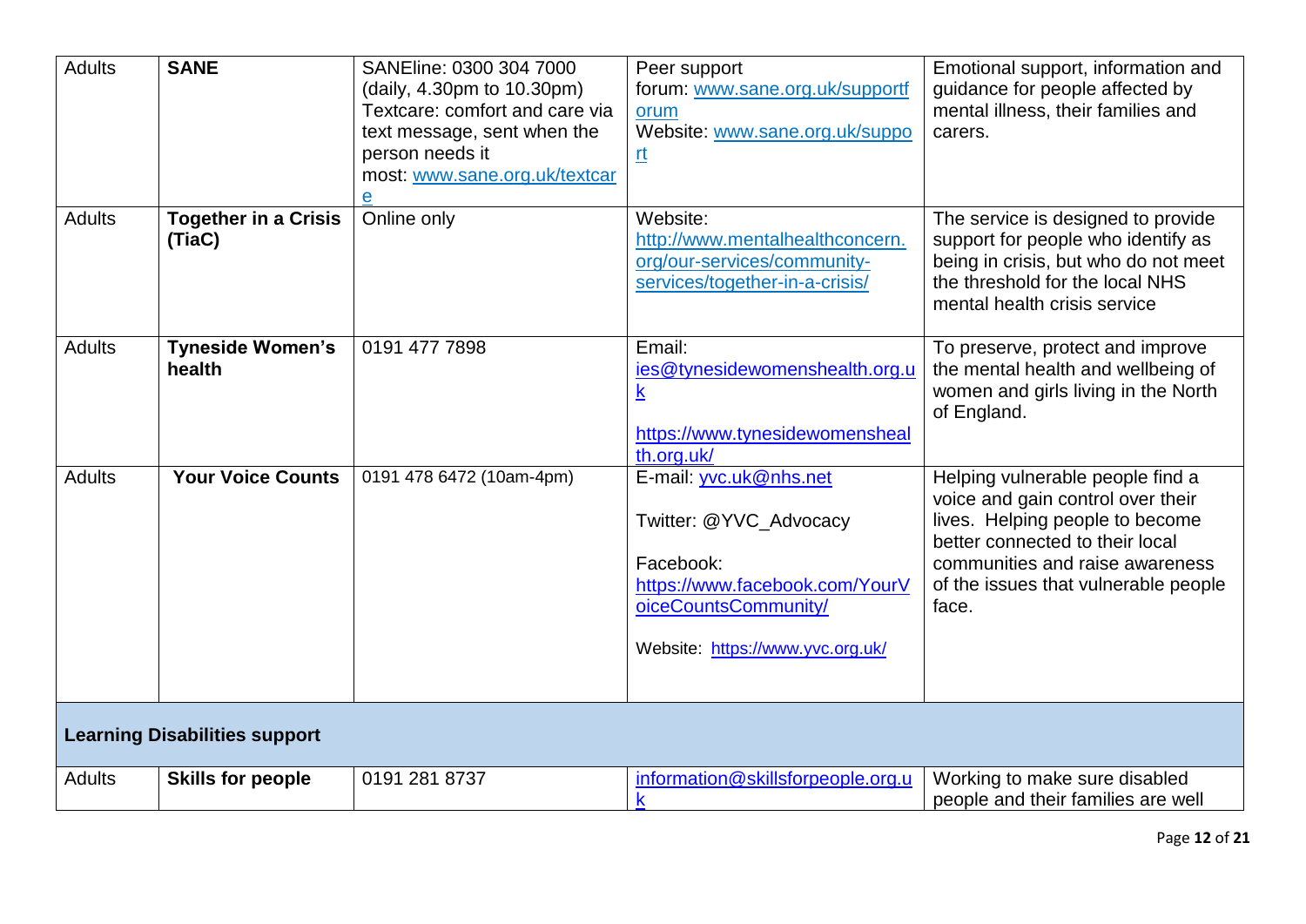| Adults | **SANE** | SANEline: 0300 304 7000 (daily, 4.30pm to 10.30pm) Textcare: comfort and care via text message, sent when the person needs it most: www.sane.org.uk/textcare | Peer support forum: www.sane.org.uk/supportforum Website: www.sane.org.uk/support | Emotional support, information and guidance for people affected by mental illness, their families and carers. |
|---|---|---|---|---|
| Adults | **Together in a Crisis (TiaC)** | Online only | Website: http://www.mentalhealthconcern.org/our-services/community-services/together-in-a-crisis/ | The service is designed to provide support for people who identify as being in crisis, but who do not meet the threshold for the local NHS mental health crisis service |
| Adults | **Tyneside Women's health** | 0191 477 7898 | Email: ies@tynesidewomenshealth.org.uk<br><br>https://www.tynesidewomenshealth.org.uk/ | To preserve, protect and improve the mental health and wellbeing of women and girls living in the North of England. |
| Adults | **Your Voice Counts** | 0191 478 6472 (10am-4pm) | E-mail: yvc.uk@nhs.net<br><br>Twitter: @YVC_Advocacy<br><br>Facebook: https://www.facebook.com/YourVoiceCountsCommunity/<br><br>Website: https://www.yvc.org.uk/ | Helping vulnerable people find a voice and gain control over their lives. Helping people to become better connected to their local communities and raise awareness of the issues that vulnerable people face. |
| **Learning Disabilities support** | | | | |
| Adults | **Skills for people** | 0191 281 8737 | information@skillsforpeople.org.uk | Working to make sure disabled people and their families are well |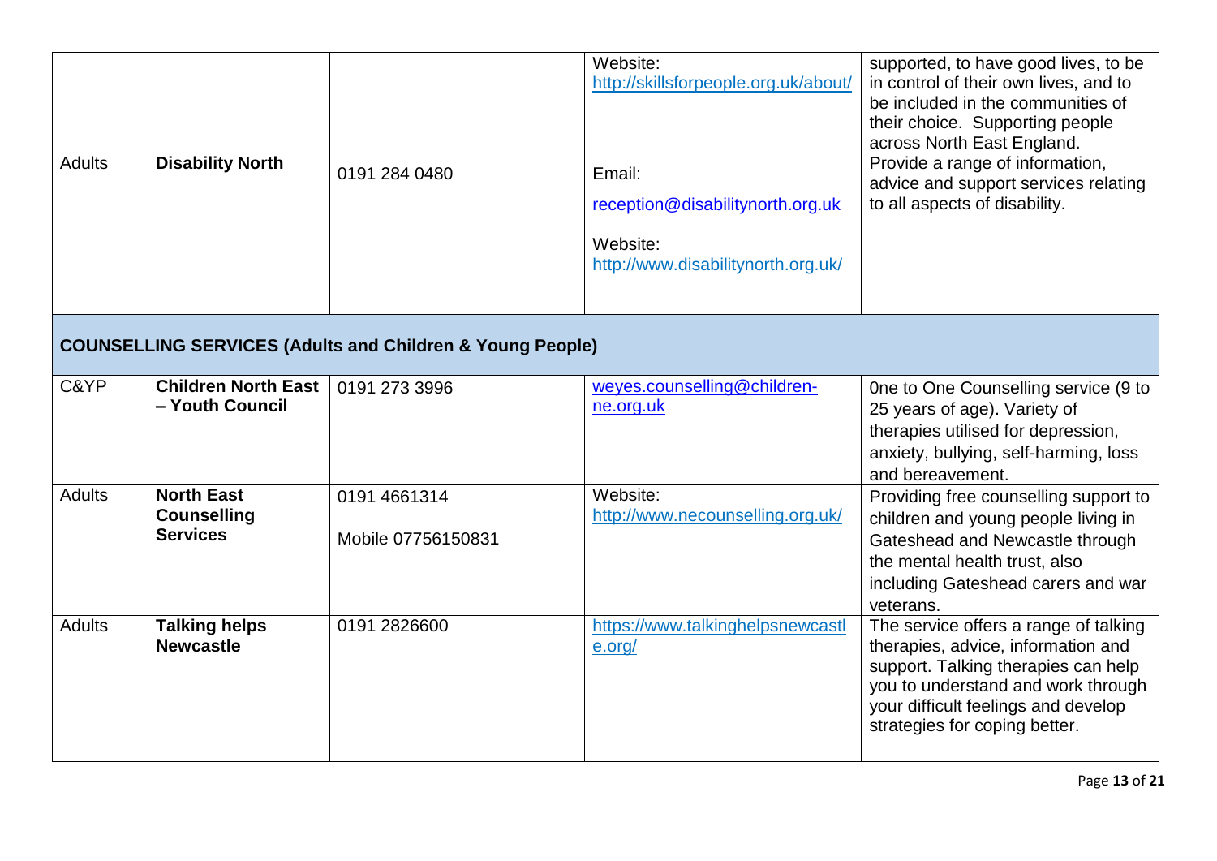| | | | | |
|---|---|---|---|---|
| | | | Website: http://skillsforpeople.org.uk/about/ | supported, to have good lives, to be in control of their own lives, and to be included in the communities of their choice. Supporting people across North East England. |
| Adults | **Disability North** | 0191 284 0480 | Email: reception@disabilitynorth.org.uk<br><br>Website: http://www.disabilitynorth.org.uk/ | Provide a range of information, advice and support services relating to all aspects of disability. |

## COUNSELLING SERVICES (Adults and Children & Young People)

| | | | | |
|---|---|---|---|---|
| C&YP | **Children North East – Youth Council** | 0191 273 3996 | weyes.counselling@children-ne.org.uk | 0ne to One Counselling service (9 to 25 years of age). Variety of therapies utilised for depression, anxiety, bullying, self-harming, loss and bereavement. |
| Adults | **North East Counselling Services** | 0191 4661314<br><br>Mobile 07756150831 | Website: http://www.necounselling.org.uk/ | Providing free counselling support to children and young people living in Gateshead and Newcastle through the mental health trust, also including Gateshead carers and war veterans. |
| Adults | **Talking helps Newcastle** | 0191 2826600 | https://www.talkinghelpsnewcastle.org/ | The service offers a range of talking therapies, advice, information and support. Talking therapies can help you to understand and work through your difficult feelings and develop strategies for coping better. |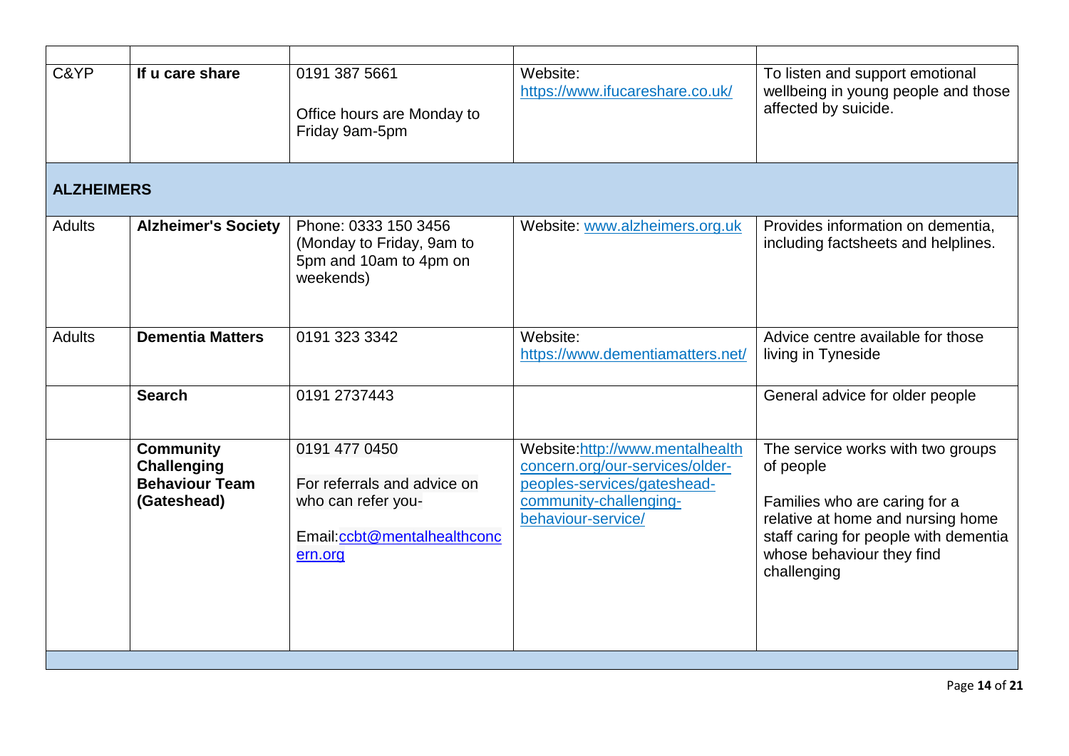| | | | | |
|---|---|---|---|---|
| C&YP | **If u care share** | 0191 387 5661<br><br>Office hours are Monday to Friday 9am-5pm | Website: https://www.ifucareshare.co.uk/ | To listen and support emotional wellbeing in young people and those affected by suicide. |
| **ALZHEIMERS** | | | | |
| Adults | **Alzheimer's Society** | Phone: 0333 150 3456 (Monday to Friday, 9am to 5pm and 10am to 4pm on weekends) | Website: www.alzheimers.org.uk | Provides information on dementia, including factsheets and helplines. |
| Adults | **Dementia Matters** | 0191 323 3342 | Website: https://www.dementiamatters.net/ | Advice centre available for those living in Tyneside |
| | **Search** | 0191 2737443 | | General advice for older people |
| | **Community Challenging Behaviour Team (Gateshead)** | 0191 477 0450<br><br>For referrals and advice on who can refer you-<br><br>Email:ccbt@mentalhealthconcern.org | Website:http://www.mentalhealthconcern.org/our-services/older-peoples-services/gateshead-community-challenging-behaviour-service/ | The service works with two groups of people<br><br>Families who are caring for a relative at home and nursing home staff caring for people with dementia whose behaviour they find challenging |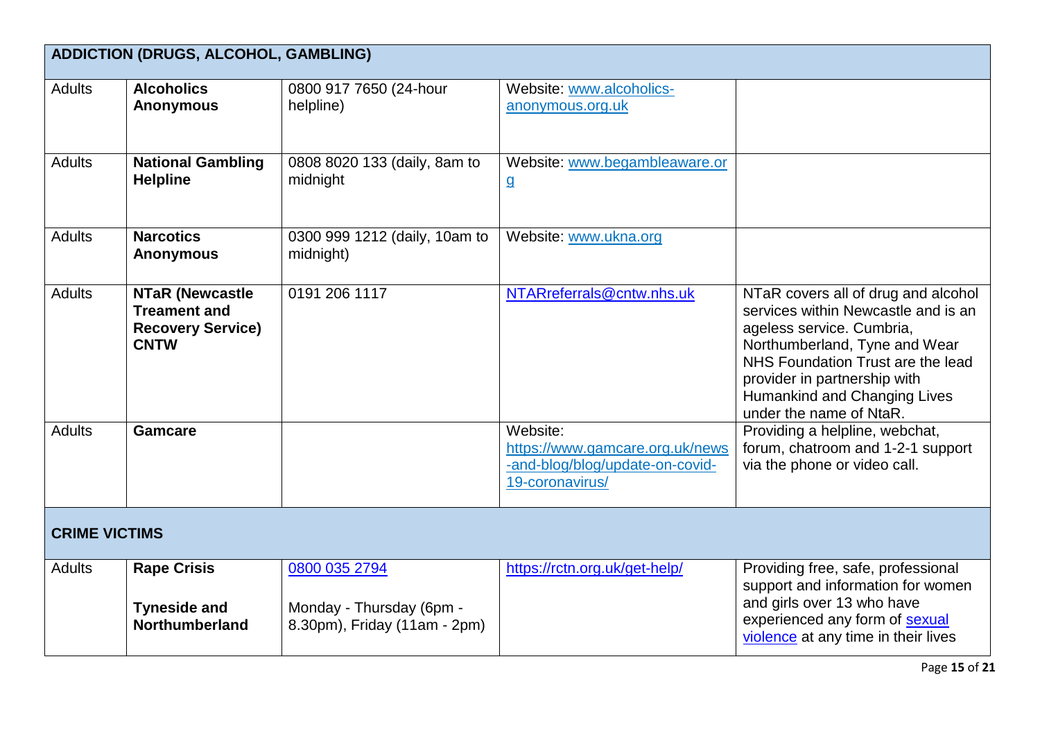| ADDICTION (DRUGS, ALCOHOL, GAMBLING) | | | | |
|---|---|---|---|---|
| Adults | **Alcoholics Anonymous** | 0800 917 7650 (24-hour helpline) | Website: www.alcoholics-anonymous.org.uk | |
| Adults | **National Gambling Helpline** | 0808 8020 133 (daily, 8am to midnight | Website: www.begambleaware.org | |
| Adults | **Narcotics Anonymous** | 0300 999 1212 (daily, 10am to midnight) | Website: www.ukna.org | |
| Adults | **NTaR (Newcastle Treament and Recovery Service) CNTW** | 0191 206 1117 | NTARreferrals@cntw.nhs.uk | NTaR covers all of drug and alcohol services within Newcastle and is an ageless service. Cumbria, Northumberland, Tyne and Wear NHS Foundation Trust are the lead provider in partnership with Humankind and Changing Lives under the name of NtaR. |
| Adults | **Gamcare** | | Website: https://www.gamcare.org.uk/news-and-blog/blog/update-on-covid-19-coronavirus/ | Providing a helpline, webchat, forum, chatroom and 1-2-1 support via the phone or video call. |
| **CRIME VICTIMS** | | | | |
| Adults | **Rape Crisis**<br><br>**Tyneside and Northumberland** | 0800 035 2794<br><br>Monday - Thursday (6pm - 8.30pm), Friday (11am - 2pm) | https://rctn.org.uk/get-help/ | Providing free, safe, professional support and information for women and girls over 13 who have experienced any form of sexual violence at any time in their lives |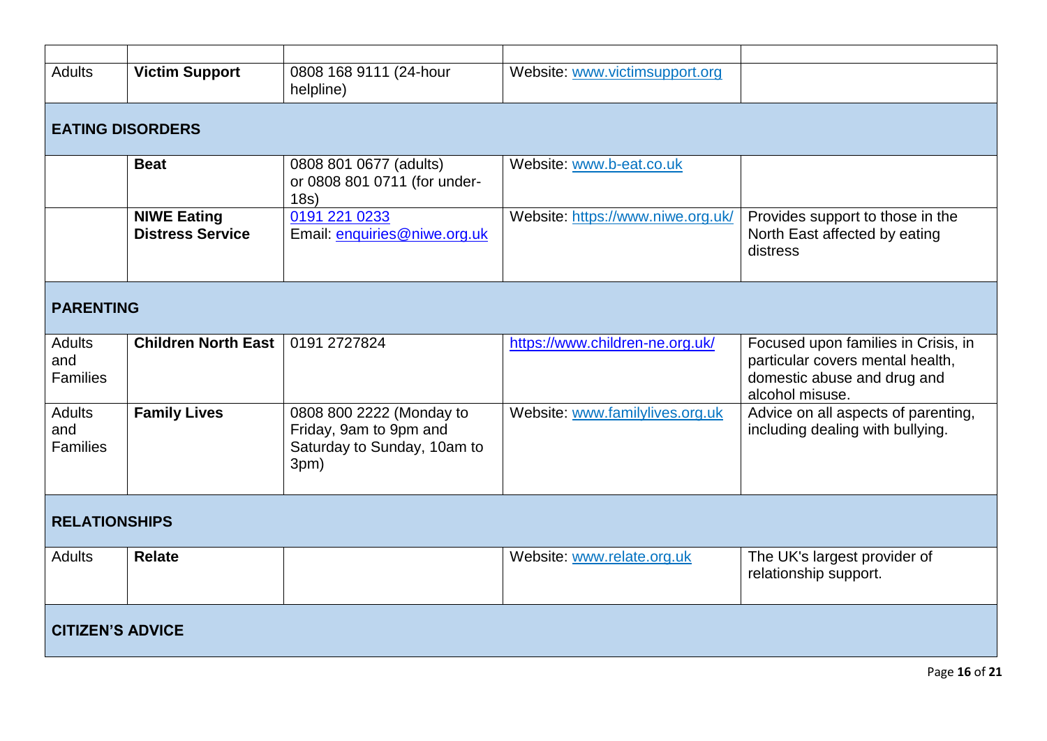| | | | | |
|---|---|---|---|---|
| Adults | **Victim Support** | 0808 168 9111 (24-hour helpline) | Website: www.victimsupport.org | |
| **EATING DISORDERS** | | | | |
| | **Beat** | 0808 801 0677 (adults) or 0808 801 0711 (for under-18s) | Website: www.b-eat.co.uk | |
| | **NIWE Eating Distress Service** | 0191 221 0233 Email: enquiries@niwe.org.uk | Website: https://www.niwe.org.uk/ | Provides support to those in the North East affected by eating distress |
| **PARENTING** | | | | |
| Adults and Families | **Children North East** | 0191 2727824 | https://www.children-ne.org.uk/ | Focused upon families in Crisis, in particular covers mental health, domestic abuse and drug and alcohol misuse. |
| Adults and Families | **Family Lives** | 0808 800 2222 (Monday to Friday, 9am to 9pm and Saturday to Sunday, 10am to 3pm) | Website: www.familylives.org.uk | Advice on all aspects of parenting, including dealing with bullying. |
| **RELATIONSHIPS** | | | | |
| Adults | **Relate** | | Website: www.relate.org.uk | The UK's largest provider of relationship support. |
| **CITIZEN'S ADVICE** | | | | |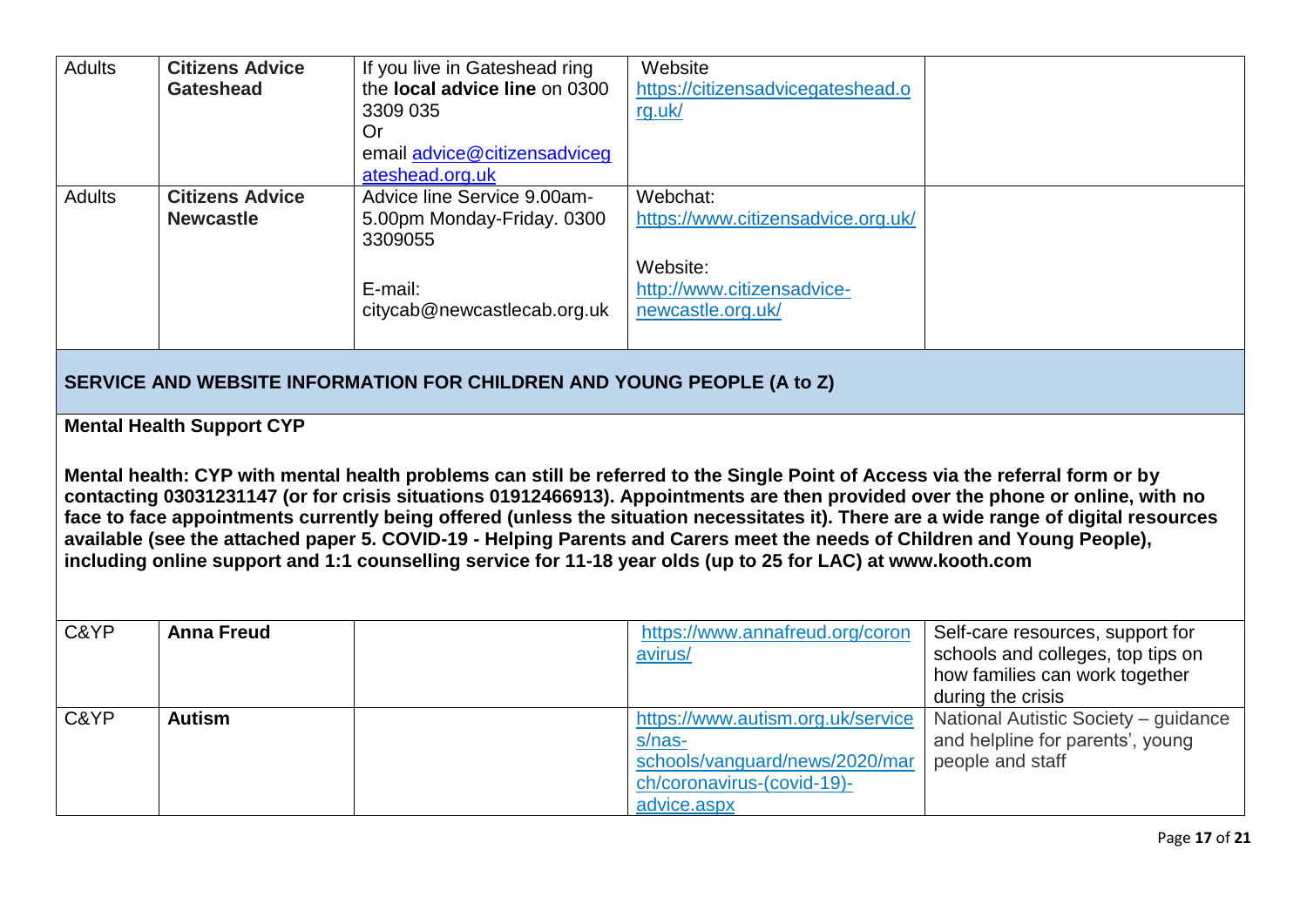| Adults | **Citizens Advice Gateshead** | If you live in Gateshead ring the **local advice line** on 0300 3309 035 Or email advice@citizensadvicegateshead.org.uk | Website https://citizensadvicegateshead.org.uk/ | |
|---|---|---|---|---|
| Adults | **Citizens Advice Newcastle** | Advice line Service 9.00am-5.00pm Monday-Friday. 0300 3309055<br><br>E-mail: citycab@newcastlecab.org.uk | Webchat: https://www.citizensadvice.org.uk/<br><br>Website: http://www.citizensadvice-newcastle.org.uk/ | |

## SERVICE AND WEBSITE INFORMATION FOR CHILDREN AND YOUNG PEOPLE (A to Z)

**Mental Health Support CYP**

**Mental health: CYP with mental health problems can still be referred to the Single Point of Access via the referral form or by contacting 03031231147 (or for crisis situations 01912466913). Appointments are then provided over the phone or online, with no face to face appointments currently being offered (unless the situation necessitates it). There are a wide range of digital resources available (see the attached paper 5. COVID-19 - Helping Parents and Carers meet the needs of Children and Young People), including online support and 1:1 counselling service for 11-18 year olds (up to 25 for LAC) at www.kooth.com**

| C&YP | **Anna Freud** | | https://www.annafreud.org/coronavirus/ | Self-care resources, support for schools and colleges, top tips on how families can work together during the crisis |
|---|---|---|---|---|
| C&YP | **Autism** | | https://www.autism.org.uk/services/nas-schools/vanguard/news/2020/march/coronavirus-(covid-19)-advice.aspx | National Autistic Society – guidance and helpline for parents', young people and staff |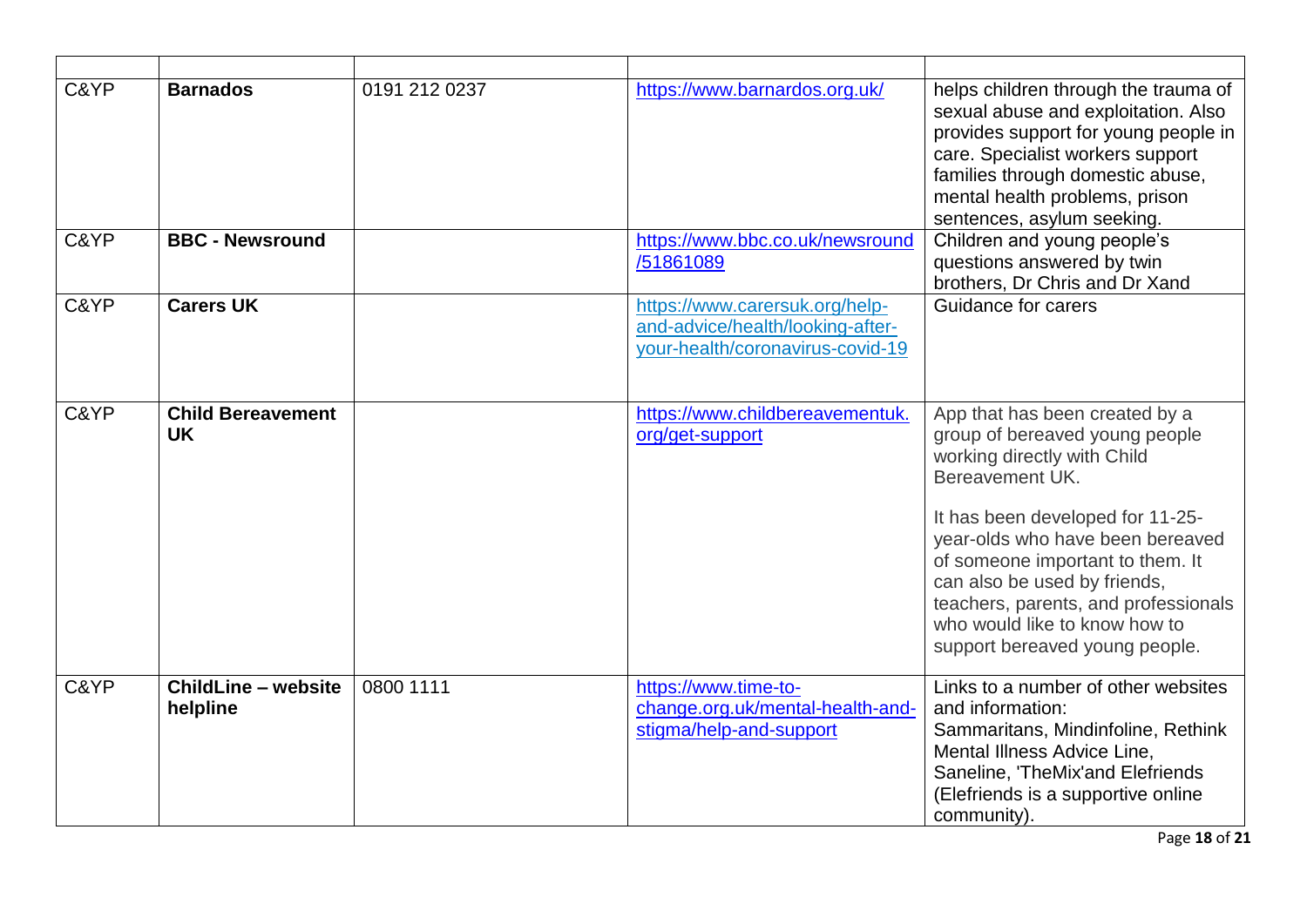| | | | | |
|---|---|---|---|---|
| C&YP | **Barnados** | 0191 212 0237 | https://www.barnardos.org.uk/ | helps children through the trauma of sexual abuse and exploitation. Also provides support for young people in care. Specialist workers support families through domestic abuse, mental health problems, prison sentences, asylum seeking. |
| C&YP | **BBC - Newsround** | | https://www.bbc.co.uk/newsround/51861089 | Children and young people's questions answered by twin brothers, Dr Chris and Dr Xand |
| C&YP | **Carers UK** | | https://www.carersuk.org/help-and-advice/health/looking-after-your-health/coronavirus-covid-19 | Guidance for carers |
| C&YP | **Child Bereavement UK** | | https://www.childbereavementuk.org/get-support | App that has been created by a group of bereaved young people working directly with Child Bereavement UK.<br><br>It has been developed for 11-25-year-olds who have been bereaved of someone important to them. It can also be used by friends, teachers, parents, and professionals who would like to know how to support bereaved young people. |
| C&YP | **ChildLine – website helpline** | 0800 1111 | https://www.time-to-change.org.uk/mental-health-and-stigma/help-and-support | Links to a number of other websites and information:<br>Sammaritans, Mindinfoline, Rethink Mental Illness Advice Line, Saneline, 'TheMix'and Elefriends (Elefriends is a supportive online community). |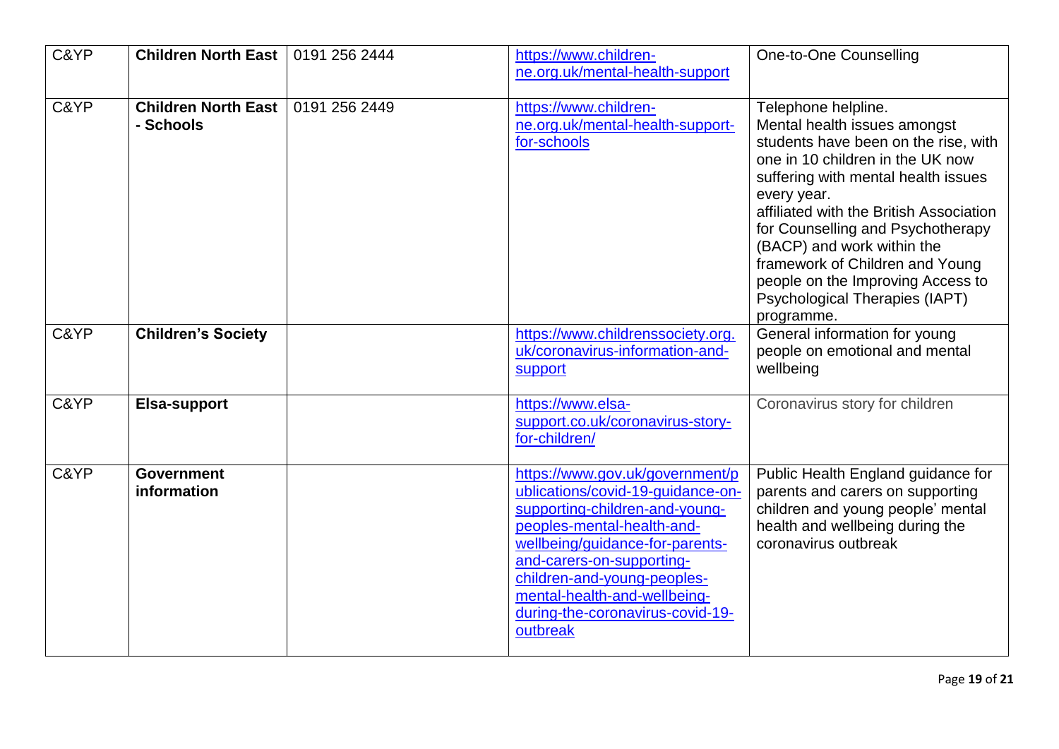| C&YP | **Children North East** | 0191 256 2444 | https://www.children-ne.org.uk/mental-health-support | One-to-One Counselling |
|---|---|---|---|---|
| C&YP | **Children North East - Schools** | 0191 256 2449 | https://www.children-ne.org.uk/mental-health-support-for-schools | Telephone helpline.<br>Mental health issues amongst students have been on the rise, with one in 10 children in the UK now suffering with mental health issues every year.<br>affiliated with the British Association for Counselling and Psychotherapy (BACP) and work within the framework of Children and Young people on the Improving Access to Psychological Therapies (IAPT) programme. |
| C&YP | **Children's Society** | | https://www.childrenssociety.org.uk/coronavirus-information-and-support | General information for young people on emotional and mental wellbeing |
| C&YP | **Elsa-support** | | https://www.elsa-support.co.uk/coronavirus-story-for-children/ | Coronavirus story for children |
| C&YP | **Government information** | | https://www.gov.uk/government/publications/covid-19-guidance-on-supporting-children-and-young-peoples-mental-health-and-wellbeing/guidance-for-parents-and-carers-on-supporting-children-and-young-peoples-mental-health-and-wellbeing-during-the-coronavirus-covid-19-outbreak | Public Health England guidance for parents and carers on supporting children and young people' mental health and wellbeing during the coronavirus outbreak |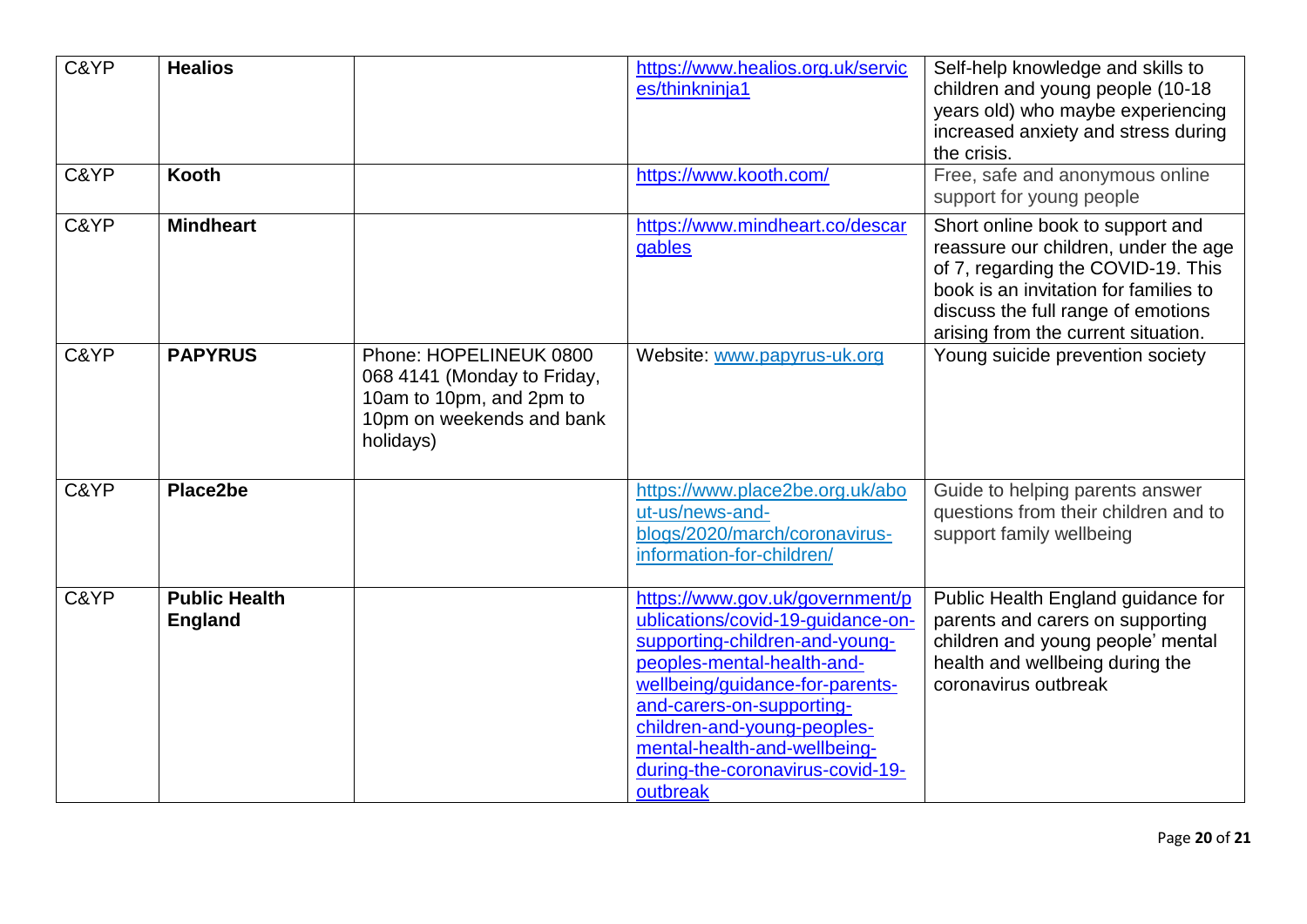| C&YP | **Healios** | | https://www.healios.org.uk/services/thinkninja1 | Self-help knowledge and skills to children and young people (10-18 years old) who maybe experiencing increased anxiety and stress during the crisis. |
|---|---|---|---|---|
| C&YP | **Kooth** | | https://www.kooth.com/ | Free, safe and anonymous online support for young people |
| C&YP | **Mindheart** | | https://www.mindheart.co/descargables | Short online book to support and reassure our children, under the age of 7, regarding the COVID-19. This book is an invitation for families to discuss the full range of emotions arising from the current situation. |
| C&YP | **PAPYRUS** | Phone: HOPELINEUK 0800 068 4141 (Monday to Friday, 10am to 10pm, and 2pm to 10pm on weekends and bank holidays) | Website: www.papyrus-uk.org | Young suicide prevention society |
| C&YP | **Place2be** | | https://www.place2be.org.uk/about-us/news-and-blogs/2020/march/coronavirus-information-for-children/ | Guide to helping parents answer questions from their children and to support family wellbeing |
| C&YP | **Public Health England** | | https://www.gov.uk/government/publications/covid-19-guidance-on-supporting-children-and-young-peoples-mental-health-and-wellbeing/guidance-for-parents-and-carers-on-supporting-children-and-young-peoples-mental-health-and-wellbeing-during-the-coronavirus-covid-19-outbreak | Public Health England guidance for parents and carers on supporting children and young people' mental health and wellbeing during the coronavirus outbreak |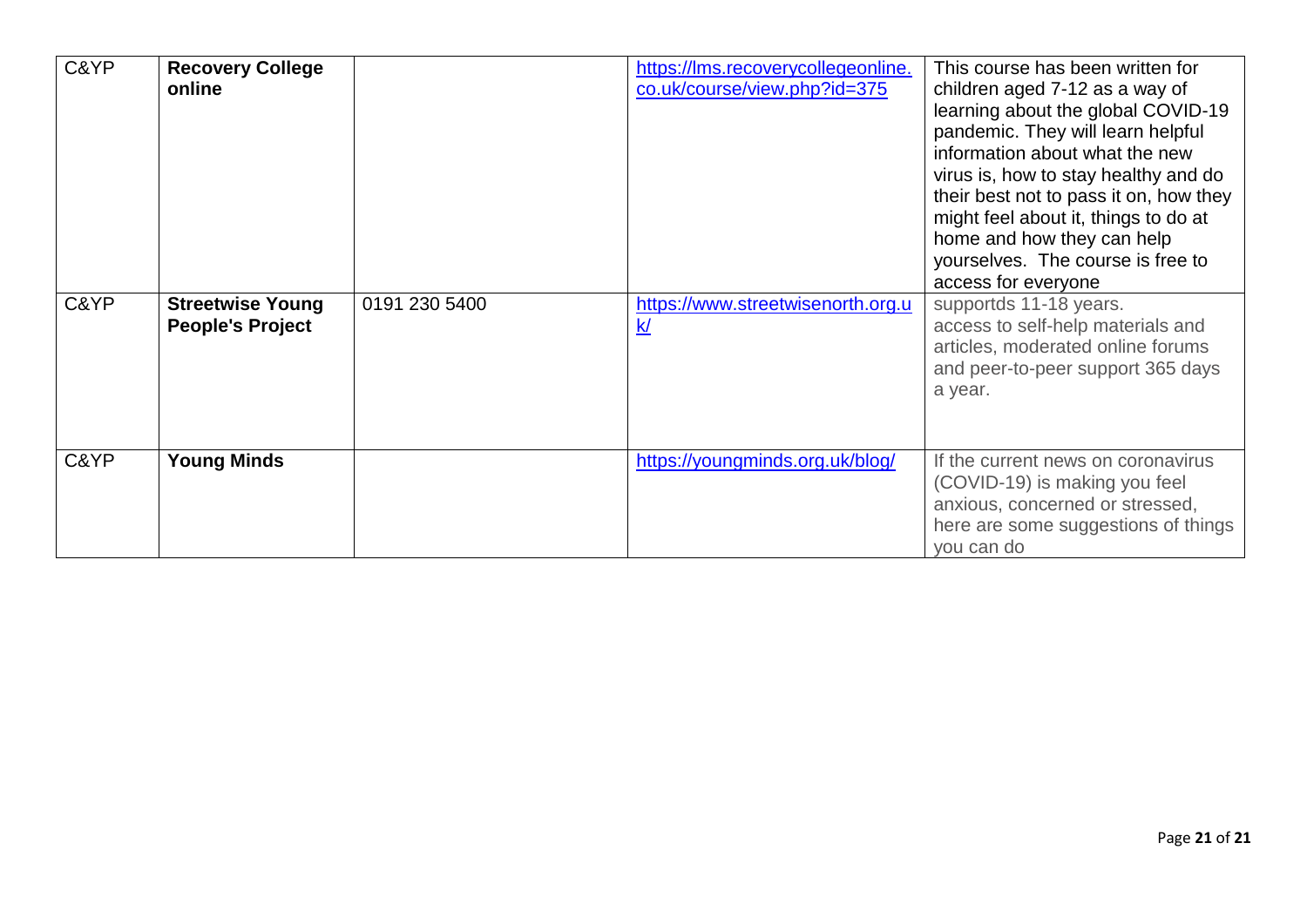| | | | | |
|---|---|---|---|---|
| C&YP | **Recovery College online** | | https://lms.recoverycollegeonline.co.uk/course/view.php?id=375 | This course has been written for children aged 7-12 as a way of learning about the global COVID-19 pandemic. They will learn helpful information about what the new virus is, how to stay healthy and do their best not to pass it on, how they might feel about it, things to do at home and how they can help yourselves. The course is free to access for everyone |
| C&YP | **Streetwise Young People's Project** | 0191 230 5400 | https://www.streetwisenorth.org.uk/ | supportds 11-18 years. access to self-help materials and articles, moderated online forums and peer-to-peer support 365 days a year. |
| C&YP | **Young Minds** | | https://youngminds.org.uk/blog/ | If the current news on coronavirus (COVID-19) is making you feel anxious, concerned or stressed, here are some suggestions of things you can do |